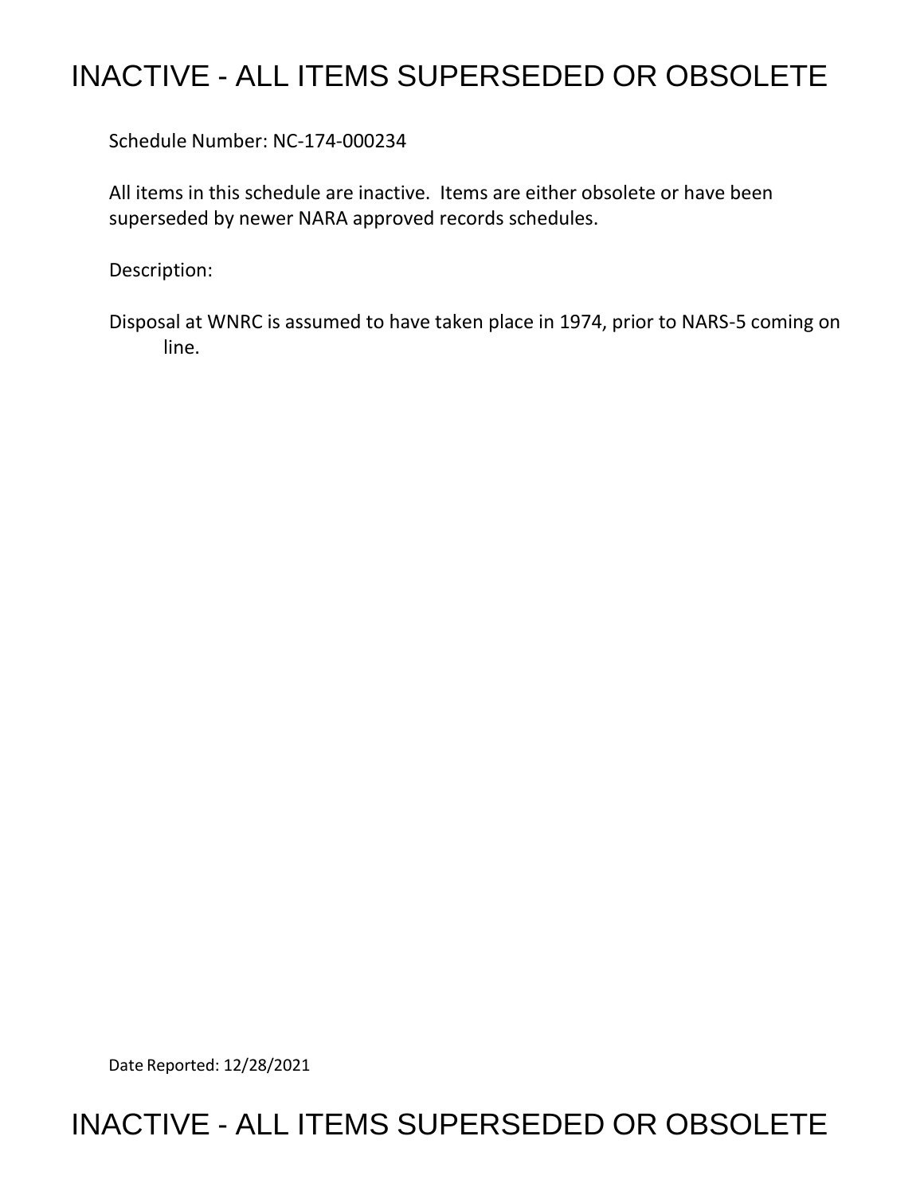# INACTIVE - ALL ITEMS SUPERSEDED OR OBSOLETE

Schedule Number: NC-174-000234

All items in this schedule are inactive. Items are either obsolete or have been superseded by newer NARA approved records schedules.

Description:

Disposal at WNRC is assumed to have taken place in 1974, prior to NARS-5 coming on line.

Date Reported: 12/28/2021

# INACTIVE - ALL ITEMS SUPERSEDED OR OBSOLETE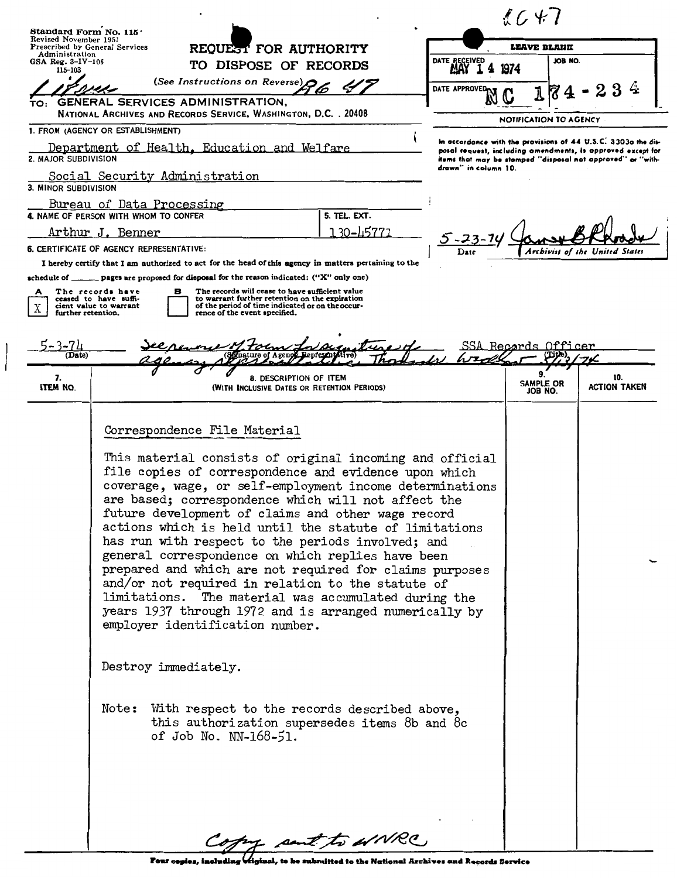2047

Standard Form No. 115
Revised November 1951
Prescribed by General Services Administration
GSA Reg. 3-IV-106
115-103

# REQUEST FOR AUTHORITY TO DISPOSE OF RECORDS

(See Instructions on Reverse) R6 47

TO: GENERAL SERVICES ADMINISTRATION,
NATIONAL ARCHIVES AND RECORDS SERVICE, WASHINGTON, D.C. 20408

| LEAVE BLANK | |
|---|---|
| DATE RECEIVED MAY 14 1974 | JOB NO. |
| DATE APPROVED | NC 174-234 |

NOTIFICATION TO AGENCY

In accordance with the provisions of 44 U.S.C. 3303a the disposal request, including amendments, is approved except for items that may be stamped "disposal not approved" or "withdrawn" in column 10.

5-23-74 — Date
James B Rhoads — Archivist of the United States

1. FROM (AGENCY OR ESTABLISHMENT)
Department of Health, Education and Welfare

2. MAJOR SUBDIVISION
Social Security Administration

3. MINOR SUBDIVISION
Bureau of Data Processing

4. NAME OF PERSON WITH WHOM TO CONFER
Arthur J. Benner

5. TEL. EXT.
130-45771

6. CERTIFICATE OF AGENCY REPRESENTATIVE:

I hereby certify that I am authorized to act for the head of this agency in matters pertaining to the disposal of records, and that the records described in this list or schedule of ______ pages are proposed for disposal for the reason indicated: ("X" only one)

A [X] The records have ceased to have sufficient value to warrant further retention.

B [ ] The records will cease to have sufficient value to warrant further retention on the expiration of the period of time indicated or on the occurrence of the event specified.

5-3-74 (Date) — See reverse of Form for signature of agency representative. Thadeus Wrobel 5/13/74 (Signature of Agency Representative) — SSA Records Officer (Title)

| 7. ITEM NO. | 8. DESCRIPTION OF ITEM (WITH INCLUSIVE DATES OR RETENTION PERIODS) | 9. SAMPLE OR JOB NO. | 10. ACTION TAKEN |
|---|---|---|---|
| | Correspondence File Material<br><br>This material consists of original incoming and official file copies of correspondence and evidence upon which coverage, wage, or self-employment income determinations are based; correspondence which will not affect the future development of claims and other wage record actions which is held until the statute of limitations has run with respect to the periods involved; and general correspondence on which replies have been prepared and which are not required for claims purposes and/or not required in relation to the statute of limitations. The material was accumulated during the years 1937 through 1972 and is arranged numerically by employer identification number.<br><br>Destroy immediately.<br><br>Note: With respect to the records described above, this authorization supersedes items 8b and 8c of Job No. NN-168-51. | | |

Copy sent to WNRC

Four copies, including original, to be submitted to the National Archives and Records Service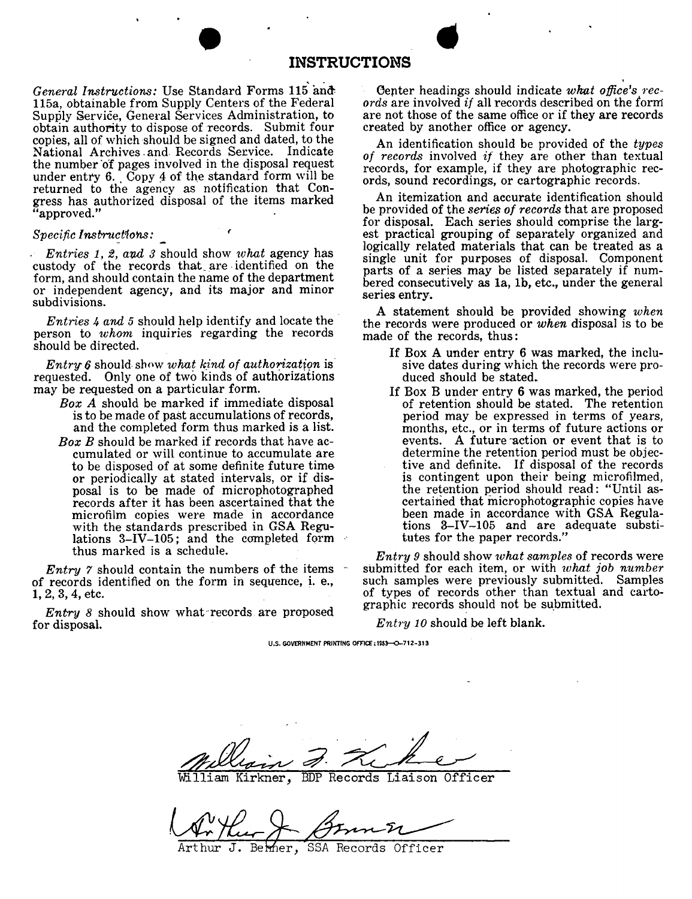# INSTRUCTIONS

*General Instructions:* Use Standard Forms 115 and 115a, obtainable from Supply Centers of the Federal Supply Service, General Services Administration, to obtain authority to dispose of records. Submit four copies, all of which should be signed and dated, to the National Archives and Records Service. Indicate the number of pages involved in the disposal request under entry 6. Copy 4 of the standard form will be returned to the agency as notification that Congress has authorized disposal of the items marked "approved."

*Specific Instructions:*

*Entries 1, 2, and 3* should show *what* agency has custody of the records that are identified on the form, and should contain the name of the department or independent agency, and its major and minor subdivisions.

*Entries 4 and 5* should help identify and locate the person to *whom* inquiries regarding the records should be directed.

*Entry 6* should show *what kind of authorization* is requested. Only one of two kinds of authorizations may be requested on a particular form.

*Box A* should be marked if immediate disposal is to be made of past accumulations of records, and the completed form thus marked is a list.

*Box B* should be marked if records that have accumulated or will continue to accumulate are to be disposed of at some definite future time or periodically at stated intervals, or if disposal is to be made of microphotographed records after it has been ascertained that the microfilm copies were made in accordance with the standards prescribed in GSA Regulations 3-IV-105; and the completed form thus marked is a schedule.

*Entry 7* should contain the numbers of the items of records identified on the form in sequence, i. e., 1, 2, 3, 4, etc.

*Entry 8* should show what records are proposed for disposal.

Center headings should indicate *what office's records* are involved *if* all records described on the form are not those of the same office or if they are records created by another office or agency.

An identification should be provided of the *types of records* involved *if* they are other than textual records, for example, if they are photographic records, sound recordings, or cartographic records.

An itemization and accurate identification should be provided of the *series of records* that are proposed for disposal. Each series should comprise the largest practical grouping of separately organized and logically related materials that can be treated as a single unit for purposes of disposal. Component parts of a series may be listed separately if numbered consecutively as 1a, 1b, etc., under the general series entry.

A statement should be provided showing *when* the records were produced or *when* disposal is to be made of the records, thus:

If Box A under entry 6 was marked, the inclusive dates during which the records were produced should be stated.

If Box B under entry 6 was marked, the period of retention should be stated. The retention period may be expressed in terms of years, months, etc., or in terms of future actions or events. A future action or event that is to determine the retention period must be objective and definite. If disposal of the records is contingent upon their being microfilmed, the retention period should read: "Until ascertained that microphotographic copies have been made in accordance with GSA Regulations 3-IV-105 and are adequate substitutes for the paper records."

*Entry 9* should show *what samples* of records were submitted for each item, or with *what job number* such samples were previously submitted. Samples of types of records other than textual and cartographic records should not be submitted.

*Entry 10* should be left blank.

U.S. GOVERNMENT PRINTING OFFICE: 1953—O-712-313

William Kirkner, BDP Records Liaison Officer

Arthur J. Behner, SSA Records Officer